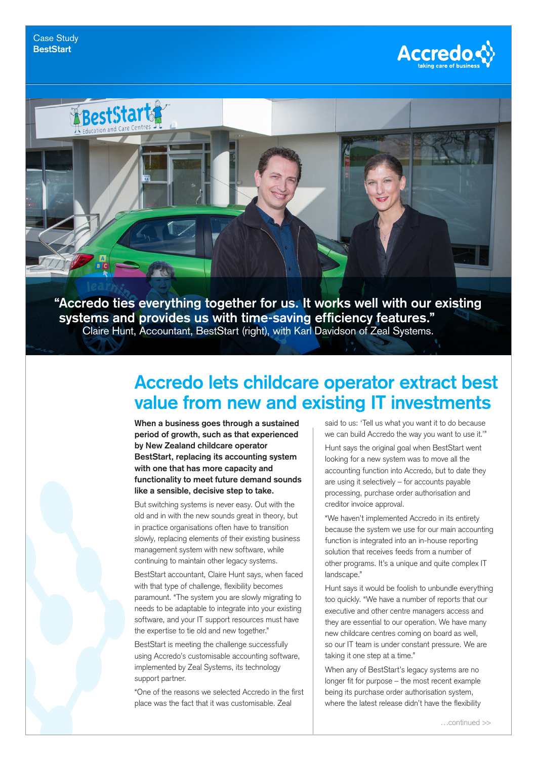Case Study
**BestStart**

“Accredo ties everything together for us. It works well with our existing systems and provides us with time-saving efficiency features.”
Claire Hunt, Accountant, BestStart (right), with Karl Davidson of Zeal Systems.

# Accredo lets childcare operator extract best value from new and existing IT investments

**When a business goes through a sustained period of growth, such as that experienced by New Zealand childcare operator BestStart, replacing its accounting system with one that has more capacity and functionality to meet future demand sounds like a sensible, decisive step to take.**

But switching systems is never easy. Out with the old and in with the new sounds great in theory, but in practice organisations often have to transition slowly, replacing elements of their existing business management system with new software, while continuing to maintain other legacy systems.

BestStart accountant, Claire Hunt says, when faced with that type of challenge, flexibility becomes paramount. “The system you are slowly migrating to needs to be adaptable to integrate into your existing software, and your IT support resources must have the expertise to tie old and new together.”

BestStart is meeting the challenge successfully using Accredo’s customisable accounting software, implemented by Zeal Systems, its technology support partner.

“One of the reasons we selected Accredo in the first place was the fact that it was customisable. Zeal said to us: ‘Tell us what you want it to do because we can build Accredo the way you want to use it.’”

Hunt says the original goal when BestStart went looking for a new system was to move all the accounting function into Accredo, but to date they are using it selectively – for accounts payable processing, purchase order authorisation and creditor invoice approval.

“We haven’t implemented Accredo in its entirety because the system we use for our main accounting function is integrated into an in-house reporting solution that receives feeds from a number of other programs. It’s a unique and quite complex IT landscape.”

Hunt says it would be foolish to unbundle everything too quickly. “We have a number of reports that our executive and other centre managers access and they are essential to our operation. We have many new childcare centres coming on board as well, so our IT team is under constant pressure. We are taking it one step at a time.”

When any of BestStart’s legacy systems are no longer fit for purpose – the most recent example being its purchase order authorisation system, where the latest release didn’t have the flexibility

…continued >>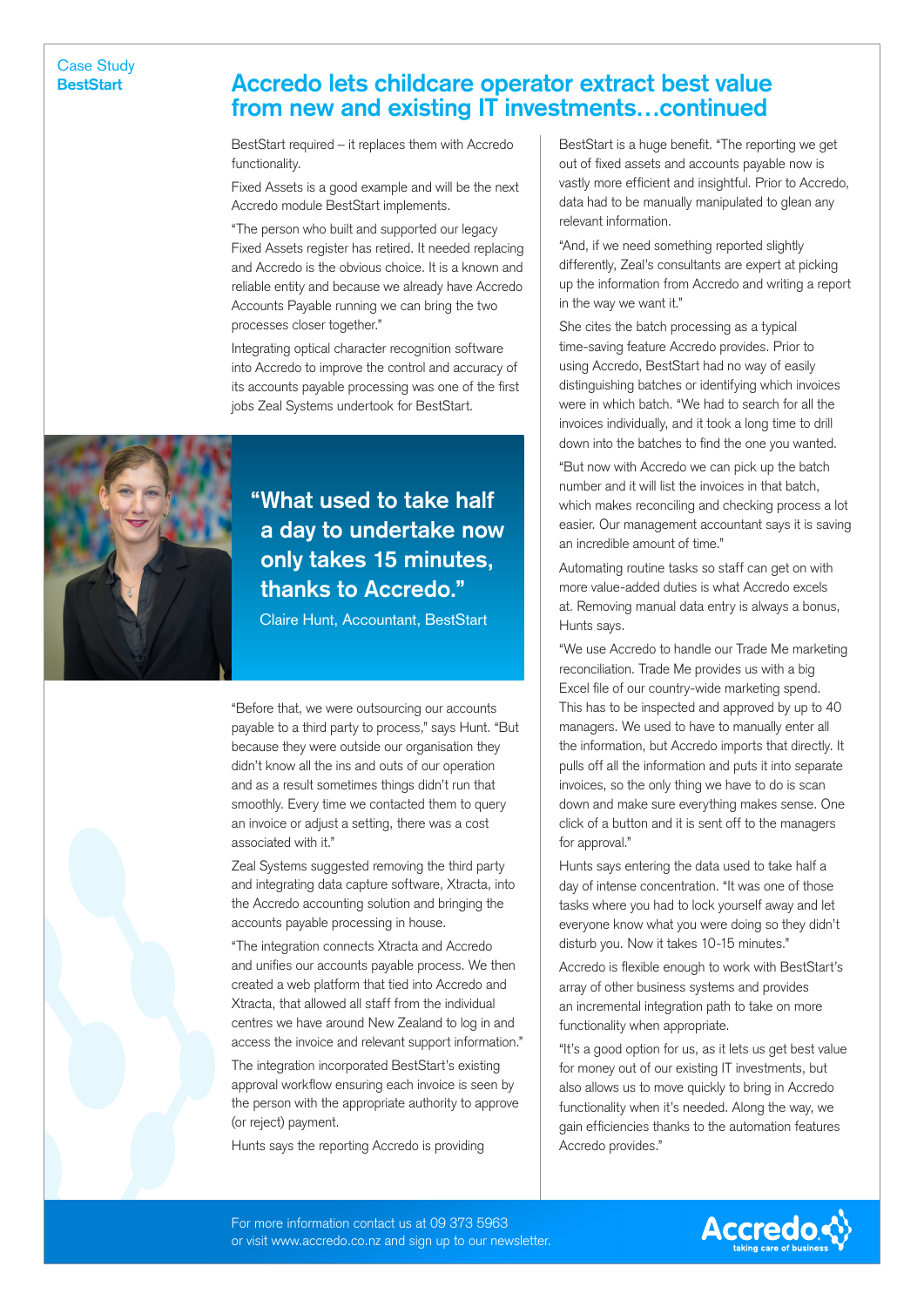Case Study
**BestStart**

# Accredo lets childcare operator extract best value from new and existing IT investments…continued

BestStart required – it replaces them with Accredo functionality.

Fixed Assets is a good example and will be the next Accredo module BestStart implements.

"The person who built and supported our legacy Fixed Assets register has retired. It needed replacing and Accredo is the obvious choice. It is a known and reliable entity and because we already have Accredo Accounts Payable running we can bring the two processes closer together."

Integrating optical character recognition software into Accredo to improve the control and accuracy of its accounts payable processing was one of the first jobs Zeal Systems undertook for BestStart.

> **"What used to take half a day to undertake now only takes 15 minutes, thanks to Accredo."**
>
> Claire Hunt, Accountant, BestStart

"Before that, we were outsourcing our accounts payable to a third party to process," says Hunt. "But because they were outside our organisation they didn't know all the ins and outs of our operation and as a result sometimes things didn't run that smoothly. Every time we contacted them to query an invoice or adjust a setting, there was a cost associated with it."

Zeal Systems suggested removing the third party and integrating data capture software, Xtracta, into the Accredo accounting solution and bringing the accounts payable processing in house.

"The integration connects Xtracta and Accredo and unifies our accounts payable process. We then created a web platform that tied into Accredo and Xtracta, that allowed all staff from the individual centres we have around New Zealand to log in and access the invoice and relevant support information."

The integration incorporated BestStart's existing approval workflow ensuring each invoice is seen by the person with the appropriate authority to approve (or reject) payment.

Hunts says the reporting Accredo is providing BestStart is a huge benefit. "The reporting we get out of fixed assets and accounts payable now is vastly more efficient and insightful. Prior to Accredo, data had to be manually manipulated to glean any relevant information.

"And, if we need something reported slightly differently, Zeal's consultants are expert at picking up the information from Accredo and writing a report in the way we want it."

She cites the batch processing as a typical time-saving feature Accredo provides. Prior to using Accredo, BestStart had no way of easily distinguishing batches or identifying which invoices were in which batch. "We had to search for all the invoices individually, and it took a long time to drill down into the batches to find the one you wanted.

"But now with Accredo we can pick up the batch number and it will list the invoices in that batch, which makes reconciling and checking process a lot easier. Our management accountant says it is saving an incredible amount of time."

Automating routine tasks so staff can get on with more value-added duties is what Accredo excels at. Removing manual data entry is always a bonus, Hunts says.

"We use Accredo to handle our Trade Me marketing reconciliation. Trade Me provides us with a big Excel file of our country-wide marketing spend. This has to be inspected and approved by up to 40 managers. We used to have to manually enter all the information, but Accredo imports that directly. It pulls off all the information and puts it into separate invoices, so the only thing we have to do is scan down and make sure everything makes sense. One click of a button and it is sent off to the managers for approval."

Hunts says entering the data used to take half a day of intense concentration. "It was one of those tasks where you had to lock yourself away and let everyone know what you were doing so they didn't disturb you. Now it takes 10-15 minutes."

Accredo is flexible enough to work with BestStart's array of other business systems and provides an incremental integration path to take on more functionality when appropriate.

"It's a good option for us, as it lets us get best value for money out of our existing IT investments, but also allows us to move quickly to bring in Accredo functionality when it's needed. Along the way, we gain efficiencies thanks to the automation features Accredo provides."

For more information contact us at 09 373 5963
or visit www.accredo.co.nz and sign up to our newsletter.

Accredo
taking care of business